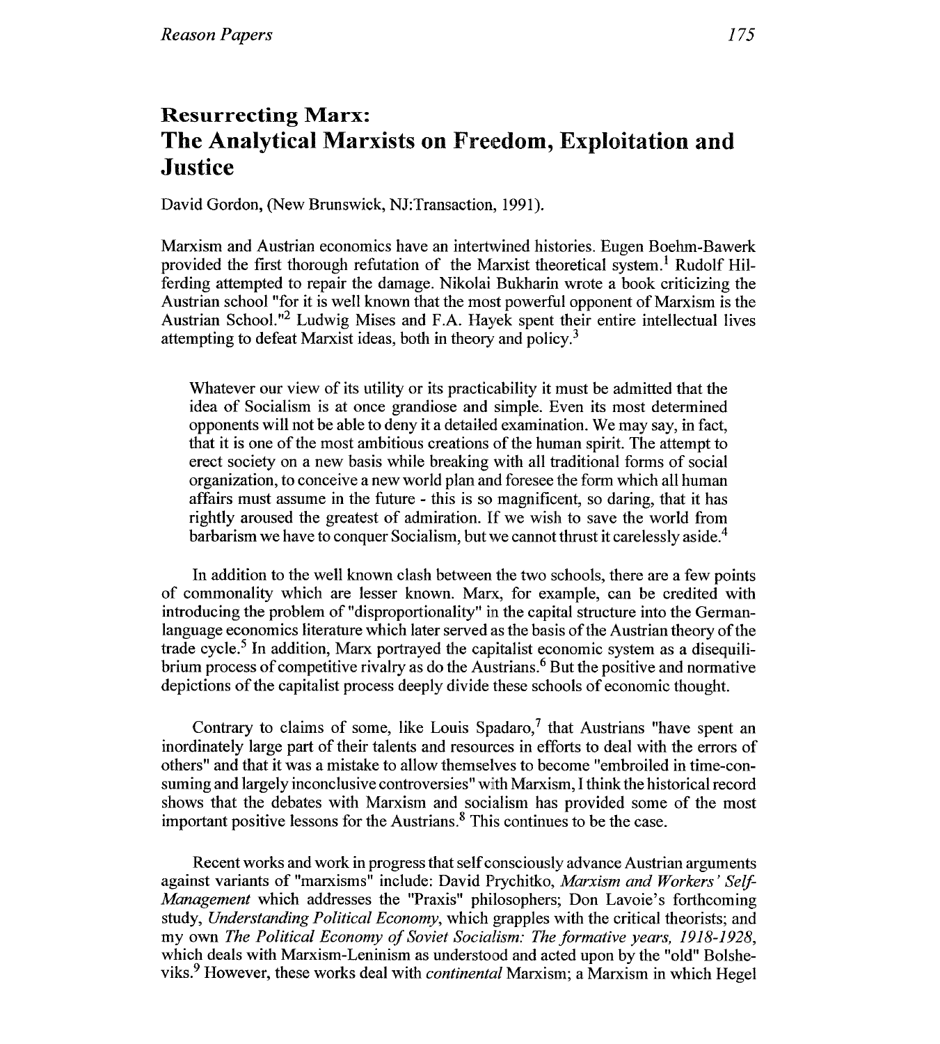# Resurrecting Marx: The Analytical Marxists on Freedom, Exploitation and Justice

David Gordon, (New Brunswick, NJ:Transaction, 1991).

Marxism and Austrian economics have an intertwined histories. Eugen Boehm-Bawerk provided the first thorough refutation of the Marxist theoretical system.[1] Rudolf Hilferding attempted to repair the damage. Nikolai Bukharin wrote a book criticizing the Austrian school "for it is well known that the most powerful opponent of Marxism is the Austrian School."[2] Ludwig Mises and F.A. Hayek spent their entire intellectual lives attempting to defeat Marxist ideas, both in theory and policy.[3]

> Whatever our view of its utility or its practicability it must be admitted that the idea of Socialism is at once grandiose and simple. Even its most determined opponents will not be able to deny it a detailed examination. We may say, in fact, that it is one of the most ambitious creations of the human spirit. The attempt to erect society on a new basis while breaking with all traditional forms of social organization, to conceive a new world plan and foresee the form which all human affairs must assume in the future - this is so magnificent, so daring, that it has rightly aroused the greatest of admiration. If we wish to save the world from barbarism we have to conquer Socialism, but we cannot thrust it carelessly aside.[4]

In addition to the well known clash between the two schools, there are a few points of commonality which are lesser known. Marx, for example, can be credited with introducing the problem of "disproportionality" in the capital structure into the German-language economics literature which later served as the basis of the Austrian theory of the trade cycle.[5] In addition, Marx portrayed the capitalist economic system as a disequilibrium process of competitive rivalry as do the Austrians.[6] But the positive and normative depictions of the capitalist process deeply divide these schools of economic thought.

Contrary to claims of some, like Louis Spadaro,[7] that Austrians "have spent an inordinately large part of their talents and resources in efforts to deal with the errors of others" and that it was a mistake to allow themselves to become "embroiled in time-consuming and largely inconclusive controversies" with Marxism, I think the historical record shows that the debates with Marxism and socialism has provided some of the most important positive lessons for the Austrians.[8] This continues to be the case.

Recent works and work in progress that self consciously advance Austrian arguments against variants of "marxisms" include: David Prychitko, *Marxism and Workers' Self-Management* which addresses the "Praxis" philosophers; Don Lavoie's forthcoming study, *Understanding Political Economy*, which grapples with the critical theorists; and my own *The Political Economy of Soviet Socialism: The formative years, 1918-1928*, which deals with Marxism-Leninism as understood and acted upon by the "old" Bolsheviks.[9] However, these works deal with *continental* Marxism; a Marxism in which Hegel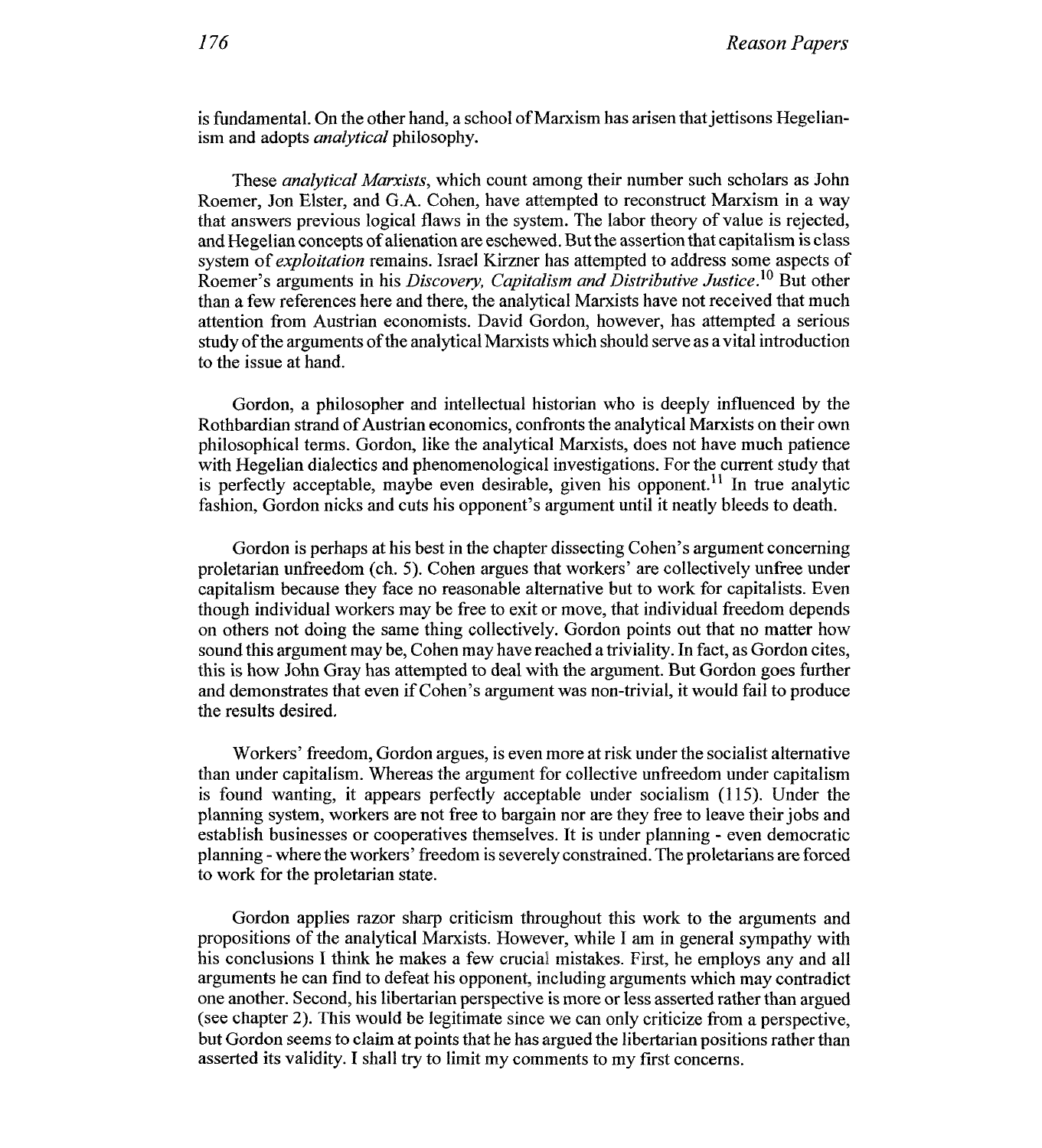is fundamental. On the other hand, a school of Marxism has arisen that jettisons Hegelianism and adopts *analytical* philosophy.

These *analytical Marxists*, which count among their number such scholars as John Roemer, Jon Elster, and G.A. Cohen, have attempted to reconstruct Marxism in a way that answers previous logical flaws in the system. The labor theory of value is rejected, and Hegelian concepts of alienation are eschewed. But the assertion that capitalism is class system of *exploitation* remains. Israel Kirzner has attempted to address some aspects of Roemer's arguments in his *Discovery, Capitalism and Distributive Justice*.[10] But other than a few references here and there, the analytical Marxists have not received that much attention from Austrian economists. David Gordon, however, has attempted a serious study of the arguments of the analytical Marxists which should serve as a vital introduction to the issue at hand.

Gordon, a philosopher and intellectual historian who is deeply influenced by the Rothbardian strand of Austrian economics, confronts the analytical Marxists on their own philosophical terms. Gordon, like the analytical Marxists, does not have much patience with Hegelian dialectics and phenomenological investigations. For the current study that is perfectly acceptable, maybe even desirable, given his opponent.[11] In true analytic fashion, Gordon nicks and cuts his opponent's argument until it neatly bleeds to death.

Gordon is perhaps at his best in the chapter dissecting Cohen's argument concerning proletarian unfreedom (ch. 5). Cohen argues that workers' are collectively unfree under capitalism because they face no reasonable alternative but to work for capitalists. Even though individual workers may be free to exit or move, that individual freedom depends on others not doing the same thing collectively. Gordon points out that no matter how sound this argument may be, Cohen may have reached a triviality. In fact, as Gordon cites, this is how John Gray has attempted to deal with the argument. But Gordon goes further and demonstrates that even if Cohen's argument was non-trivial, it would fail to produce the results desired.

Workers' freedom, Gordon argues, is even more at risk under the socialist alternative than under capitalism. Whereas the argument for collective unfreedom under capitalism is found wanting, it appears perfectly acceptable under socialism (115). Under the planning system, workers are not free to bargain nor are they free to leave their jobs and establish businesses or cooperatives themselves. It is under planning - even democratic planning - where the workers' freedom is severely constrained. The proletarians are forced to work for the proletarian state.

Gordon applies razor sharp criticism throughout this work to the arguments and propositions of the analytical Marxists. However, while I am in general sympathy with his conclusions I think he makes a few crucial mistakes. First, he employs any and all arguments he can find to defeat his opponent, including arguments which may contradict one another. Second, his libertarian perspective is more or less asserted rather than argued (see chapter 2). This would be legitimate since we can only criticize from a perspective, but Gordon seems to claim at points that he has argued the libertarian positions rather than asserted its validity. I shall try to limit my comments to my first concerns.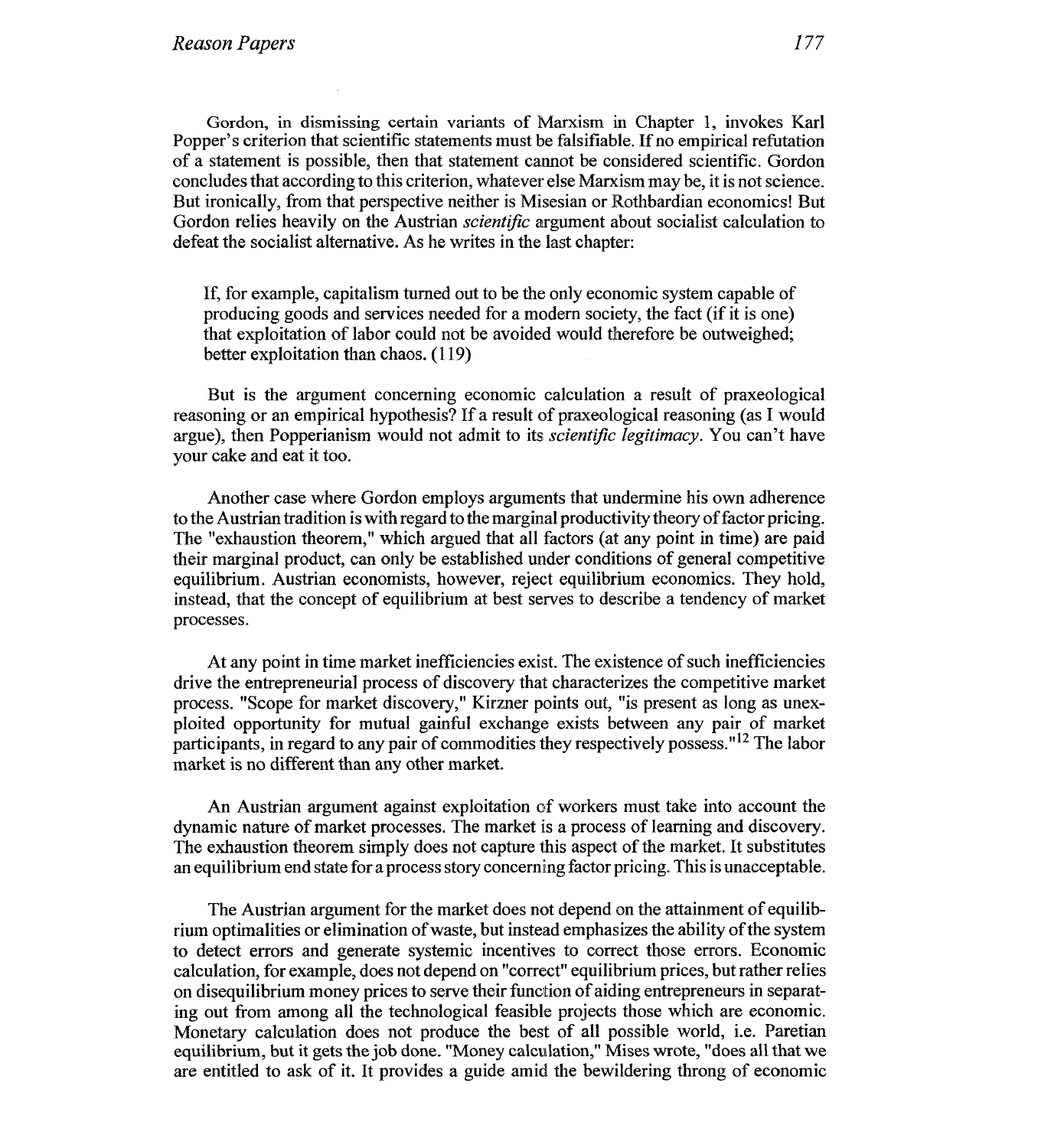Gordon, in dismissing certain variants of Marxism in Chapter 1, invokes Karl Popper's criterion that scientific statements must be falsifiable. If no empirical refutation of a statement is possible, then that statement cannot be considered scientific. Gordon concludes that according to this criterion, whatever else Marxism may be, it is not science. But ironically, from that perspective neither is Misesian or Rothbardian economics! But Gordon relies heavily on the Austrian *scientific* argument about socialist calculation to defeat the socialist alternative. As he writes in the last chapter:

> If, for example, capitalism turned out to be the only economic system capable of producing goods and services needed for a modern society, the fact (if it is one) that exploitation of labor could not be avoided would therefore be outweighed; better exploitation than chaos. (119)

But is the argument concerning economic calculation a result of praxeological reasoning or an empirical hypothesis? If a result of praxeological reasoning (as I would argue), then Popperianism would not admit to its *scientific legitimacy*. You can't have your cake and eat it too.

Another case where Gordon employs arguments that undermine his own adherence to the Austrian tradition is with regard to the marginal productivity theory of factor pricing. The "exhaustion theorem," which argued that all factors (at any point in time) are paid their marginal product, can only be established under conditions of general competitive equilibrium. Austrian economists, however, reject equilibrium economics. They hold, instead, that the concept of equilibrium at best serves to describe a tendency of market processes.

At any point in time market inefficiencies exist. The existence of such inefficiencies drive the entrepreneurial process of discovery that characterizes the competitive market process. "Scope for market discovery," Kirzner points out, "is present as long as unexploited opportunity for mutual gainful exchange exists between any pair of market participants, in regard to any pair of commodities they respectively possess."[12] The labor market is no different than any other market.

An Austrian argument against exploitation of workers must take into account the dynamic nature of market processes. The market is a process of learning and discovery. The exhaustion theorem simply does not capture this aspect of the market. It substitutes an equilibrium end state for a process story concerning factor pricing. This is unacceptable.

The Austrian argument for the market does not depend on the attainment of equilibrium optimalities or elimination of waste, but instead emphasizes the ability of the system to detect errors and generate systemic incentives to correct those errors. Economic calculation, for example, does not depend on "correct" equilibrium prices, but rather relies on disequilibrium money prices to serve their function of aiding entrepreneurs in separating out from among all the technological feasible projects those which are economic. Monetary calculation does not produce the best of all possible world, i.e. Paretian equilibrium, but it gets the job done. "Money calculation," Mises wrote, "does all that we are entitled to ask of it. It provides a guide amid the bewildering throng of economic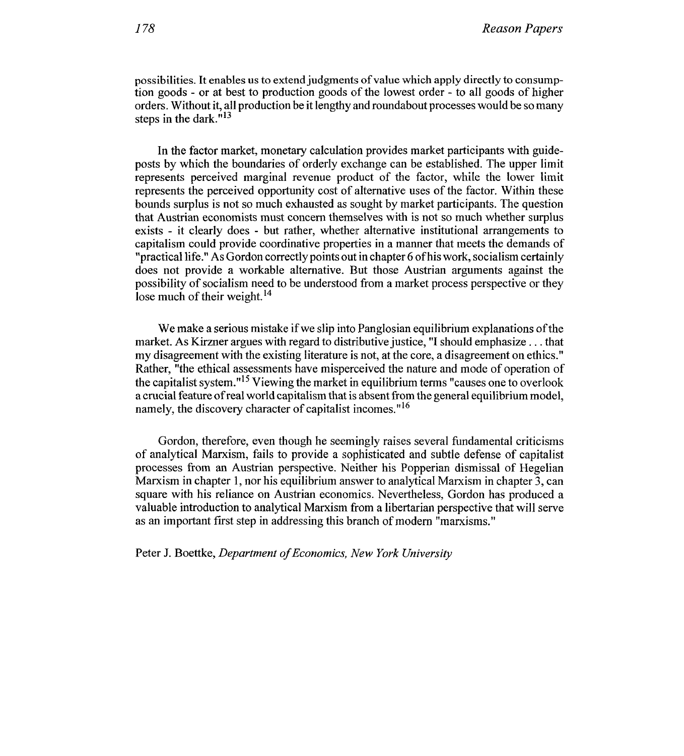possibilities. It enables us to extend judgments of value which apply directly to consumption goods - or at best to production goods of the lowest order - to all goods of higher orders. Without it, all production be it lengthy and roundabout processes would be so many steps in the dark."[13]

In the factor market, monetary calculation provides market participants with guideposts by which the boundaries of orderly exchange can be established. The upper limit represents perceived marginal revenue product of the factor, while the lower limit represents the perceived opportunity cost of alternative uses of the factor. Within these bounds surplus is not so much exhausted as sought by market participants. The question that Austrian economists must concern themselves with is not so much whether surplus exists - it clearly does - but rather, whether alternative institutional arrangements to capitalism could provide coordinative properties in a manner that meets the demands of "practical life." As Gordon correctly points out in chapter 6 of his work, socialism certainly does not provide a workable alternative. But those Austrian arguments against the possibility of socialism need to be understood from a market process perspective or they lose much of their weight.[14]

We make a serious mistake if we slip into Panglosian equilibrium explanations of the market. As Kirzner argues with regard to distributive justice, "I should emphasize . . . that my disagreement with the existing literature is not, at the core, a disagreement on ethics." Rather, "the ethical assessments have misperceived the nature and mode of operation of the capitalist system."[15] Viewing the market in equilibrium terms "causes one to overlook a crucial feature of real world capitalism that is absent from the general equilibrium model, namely, the discovery character of capitalist incomes."[16]

Gordon, therefore, even though he seemingly raises several fundamental criticisms of analytical Marxism, fails to provide a sophisticated and subtle defense of capitalist processes from an Austrian perspective. Neither his Popperian dismissal of Hegelian Marxism in chapter 1, nor his equilibrium answer to analytical Marxism in chapter 3, can square with his reliance on Austrian economics. Nevertheless, Gordon has produced a valuable introduction to analytical Marxism from a libertarian perspective that will serve as an important first step in addressing this branch of modern "marxisms."

Peter J. Boettke, *Department of Economics, New York University*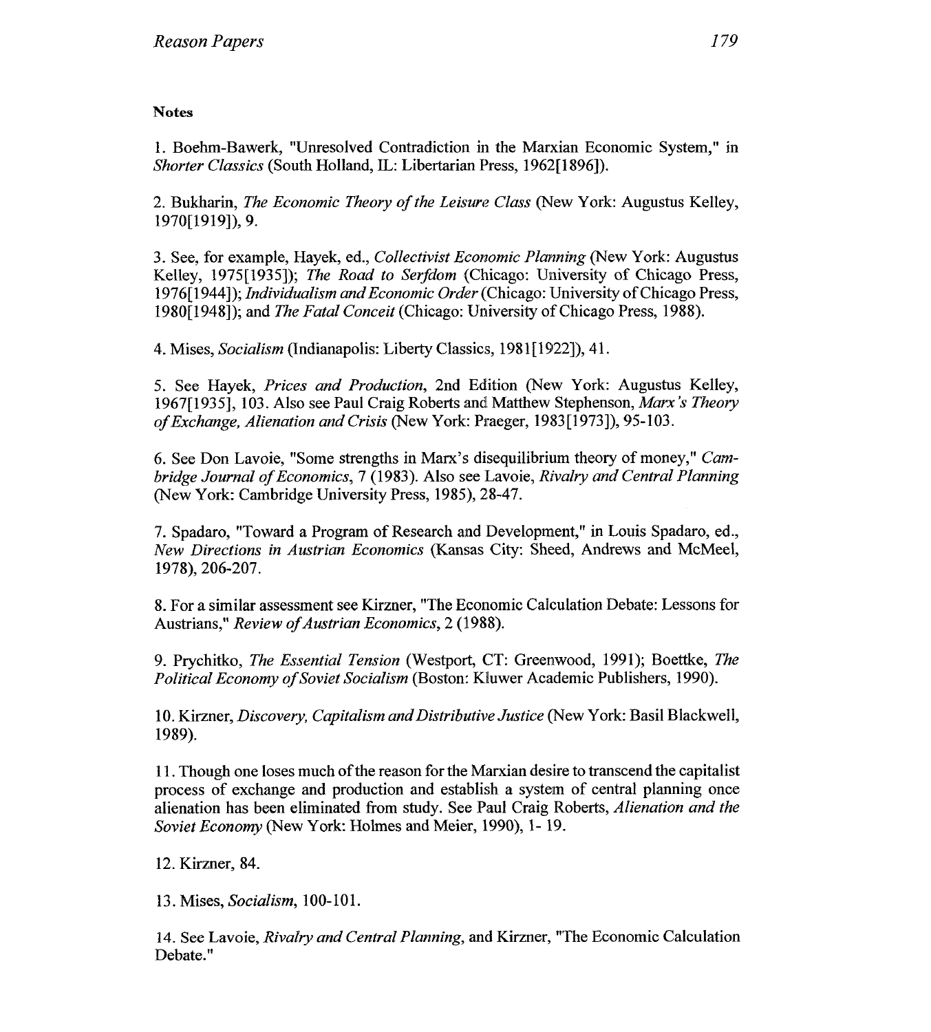**Notes**

1. Boehm-Bawerk, "Unresolved Contradiction in the Marxian Economic System," in *Shorter Classics* (South Holland, IL: Libertarian Press, 1962[1896]).

2. Bukharin, *The Economic Theory of the Leisure Class* (New York: Augustus Kelley, 1970[1919]), 9.

3. See, for example, Hayek, ed., *Collectivist Economic Planning* (New York: Augustus Kelley, 1975[1935]); *The Road to Serfdom* (Chicago: University of Chicago Press, 1976[1944]); *Individualism and Economic Order* (Chicago: University of Chicago Press, 1980[1948]); and *The Fatal Conceit* (Chicago: University of Chicago Press, 1988).

4. Mises, *Socialism* (Indianapolis: Liberty Classics, 1981[1922]), 41.

5. See Hayek, *Prices and Production*, 2nd Edition (New York: Augustus Kelley, 1967[1935], 103. Also see Paul Craig Roberts and Matthew Stephenson, *Marx's Theory of Exchange, Alienation and Crisis* (New York: Praeger, 1983[1973]), 95-103.

6. See Don Lavoie, "Some strengths in Marx's disequilibrium theory of money," *Cambridge Journal of Economics*, 7 (1983). Also see Lavoie, *Rivalry and Central Planning* (New York: Cambridge University Press, 1985), 28-47.

7. Spadaro, "Toward a Program of Research and Development," in Louis Spadaro, ed., *New Directions in Austrian Economics* (Kansas City: Sheed, Andrews and McMeel, 1978), 206-207.

8. For a similar assessment see Kirzner, "The Economic Calculation Debate: Lessons for Austrians," *Review of Austrian Economics*, 2 (1988).

9. Prychitko, *The Essential Tension* (Westport, CT: Greenwood, 1991); Boettke, *The Political Economy of Soviet Socialism* (Boston: Kluwer Academic Publishers, 1990).

10. Kirzner, *Discovery, Capitalism and Distributive Justice* (New York: Basil Blackwell, 1989).

11. Though one loses much of the reason for the Marxian desire to transcend the capitalist process of exchange and production and establish a system of central planning once alienation has been eliminated from study. See Paul Craig Roberts, *Alienation and the Soviet Economy* (New York: Holmes and Meier, 1990), 1- 19.

12. Kirzner, 84.

13. Mises, *Socialism*, 100-101.

14. See Lavoie, *Rivalry and Central Planning*, and Kirzner, "The Economic Calculation Debate."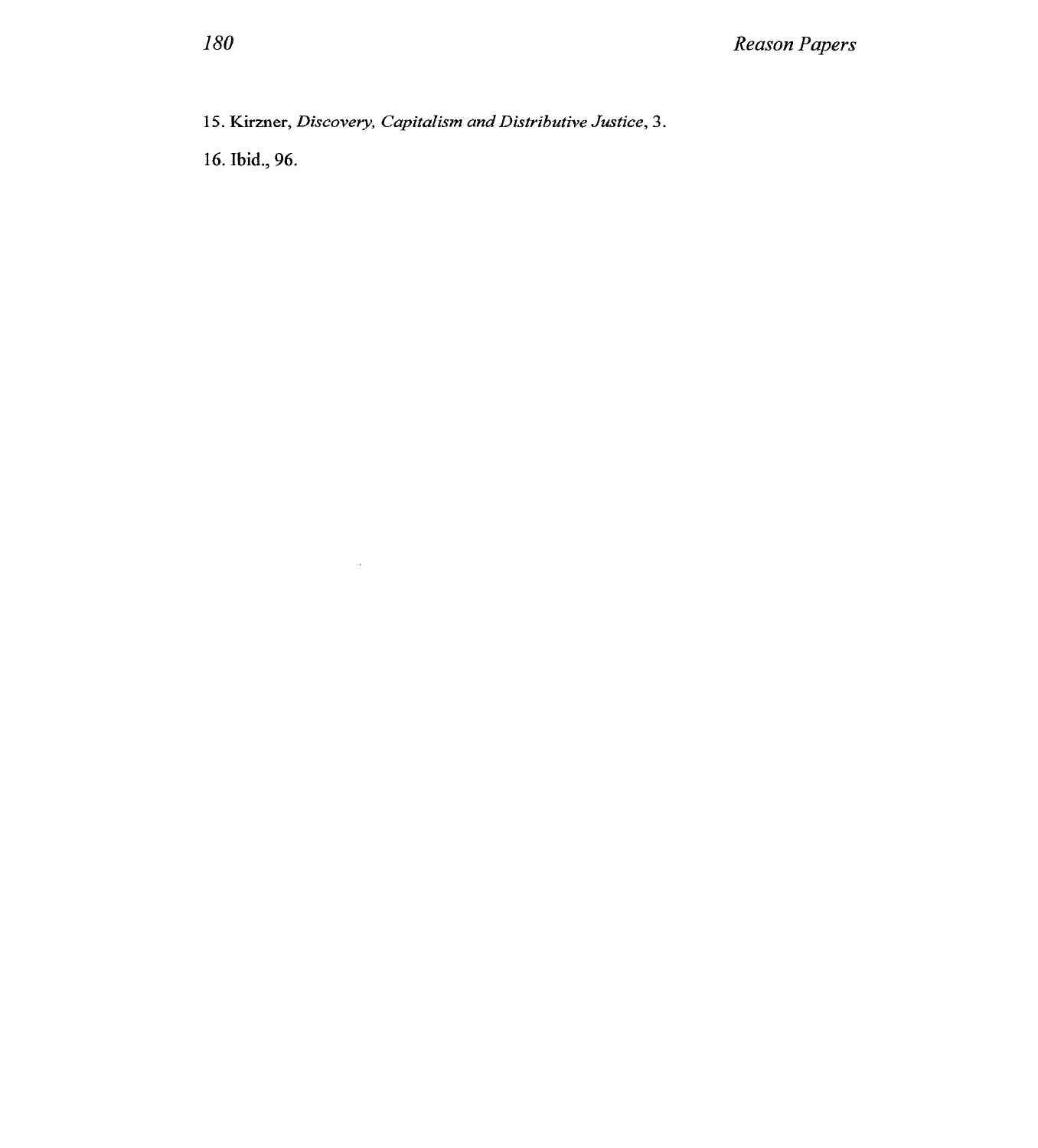15. Kirzner, *Discovery, Capitalism and Distributive Justice*, 3.

16. Ibid., 96.